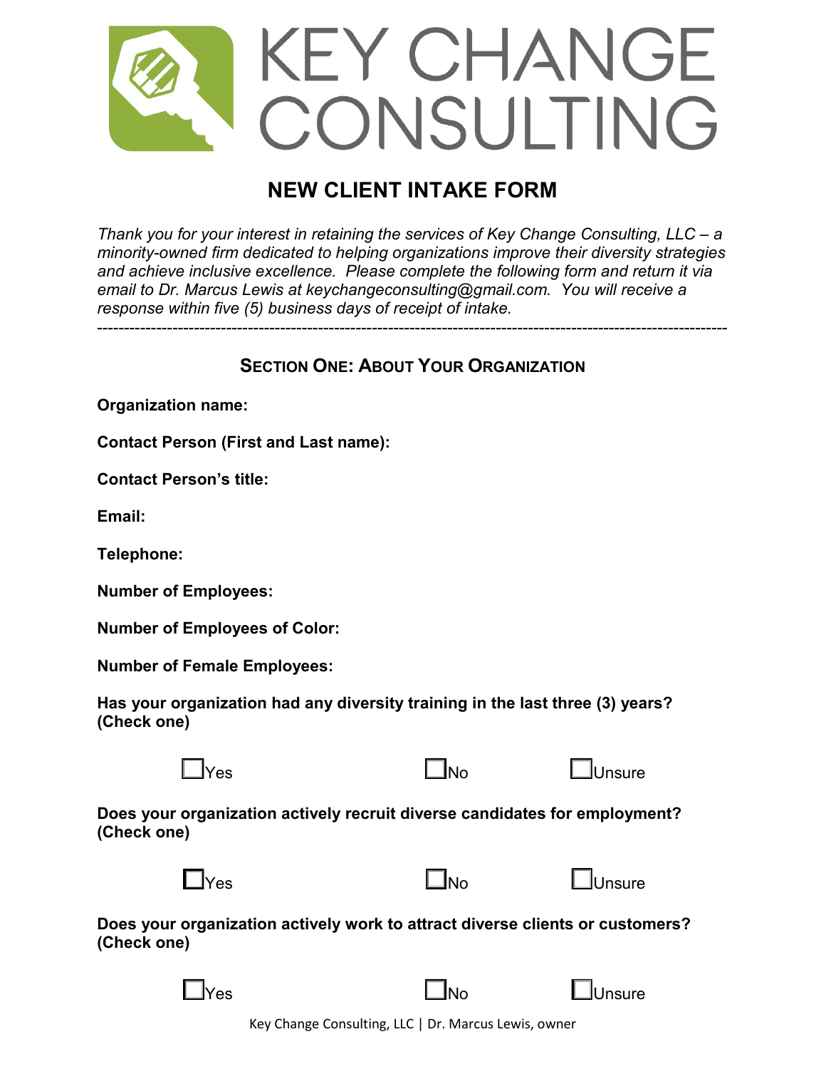# KEY CHANGE CONSULTING

## NEW CLIENT INTAKE FORM

*Thank you for your interest in retaining the services of Key Change Consulting, LLC – a minority-owned firm dedicated to helping organizations improve their diversity strategies and achieve inclusive excellence. Please complete the following form and return it via email to Dr. Marcus Lewis at keychangeconsulting@gmail.com. You will receive a response within five (5) business days of receipt of intake.*

---

### SECTION ONE: ABOUT YOUR ORGANIZATION

**Organization name:**

**Contact Person (First and Last name):**

**Contact Person's title:**

**Email:**

**Telephone:**

**Number of Employees:**

**Number of Employees of Color:**

**Number of Female Employees:**

**Has your organization had any diversity training in the last three (3) years? (Check one)**

☐Yes ☐No ☐Unsure

**Does your organization actively recruit diverse candidates for employment? (Check one)**

☐Yes ☐No ☐Unsure

**Does your organization actively work to attract diverse clients or customers? (Check one)**

☐Yes ☐No ☐Unsure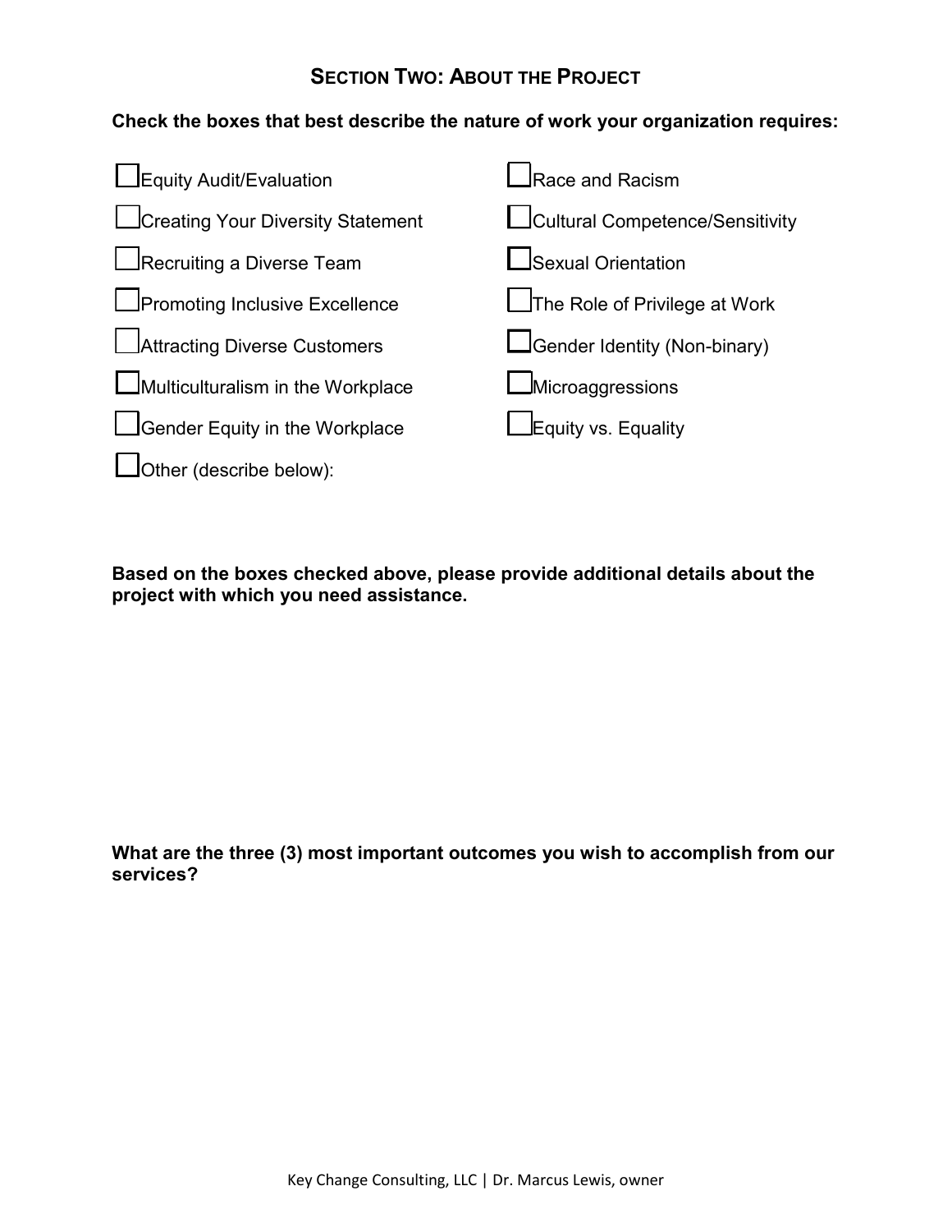## Section Two: About the Project

**Check the boxes that best describe the nature of work your organization requires:**

- ☐ Equity Audit/Evaluation
- ☐ Creating Your Diversity Statement
- ☐ Recruiting a Diverse Team
- ☐ Promoting Inclusive Excellence
- ☐ Attracting Diverse Customers
- ☐ Multiculturalism in the Workplace
- ☐ Gender Equity in the Workplace
- ☐ Other (describe below):
- ☐ Race and Racism
- ☐ Cultural Competence/Sensitivity
- ☐ Sexual Orientation
- ☐ The Role of Privilege at Work
- ☐ Gender Identity (Non-binary)
- ☐ Microaggressions
- ☐ Equity vs. Equality

**Based on the boxes checked above, please provide additional details about the project with which you need assistance.**

**What are the three (3) most important outcomes you wish to accomplish from our services?**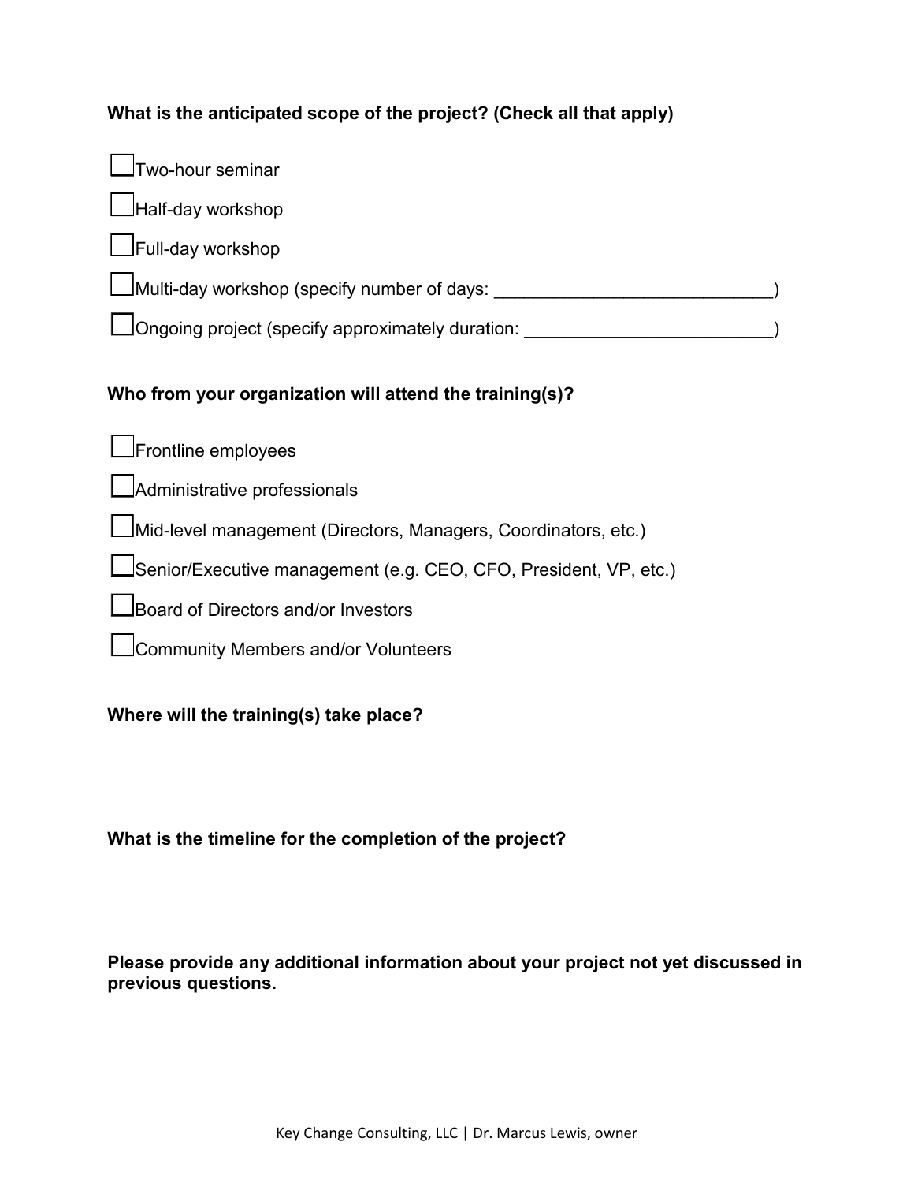**What is the anticipated scope of the project? (Check all that apply)**

- ☐ Two-hour seminar
- ☐ Half-day workshop
- ☐ Full-day workshop
- ☐ Multi-day workshop (specify number of days: ____________________________)
- ☐ Ongoing project (specify approximately duration: _________________________)

**Who from your organization will attend the training(s)?**

- ☐ Frontline employees
- ☐ Administrative professionals
- ☐ Mid-level management (Directors, Managers, Coordinators, etc.)
- ☐ Senior/Executive management (e.g. CEO, CFO, President, VP, etc.)
- ☐ Board of Directors and/or Investors
- ☐ Community Members and/or Volunteers

**Where will the training(s) take place?**

**What is the timeline for the completion of the project?**

**Please provide any additional information about your project not yet discussed in previous questions.**